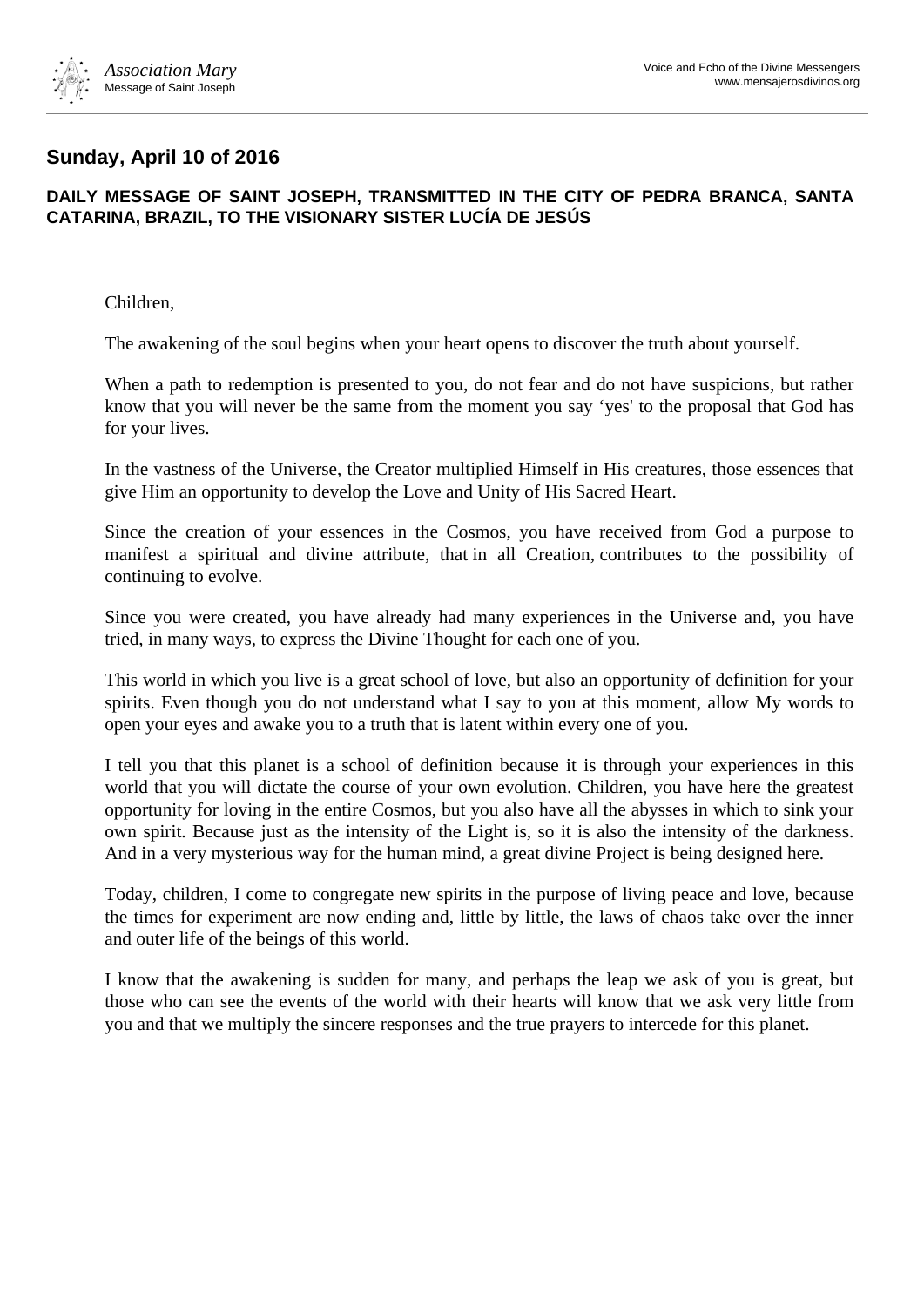## Sunday, April 10 of 2016

**DAILY MESSAGE OF SAINT JOSEPH, TRANSMITTED IN THE CITY OF PEDRA BRANCA, SANTA CATARINA, BRAZIL, TO THE VISIONARY SISTER LUCÍA DE JESÚS**

Children,

The awakening of the soul begins when your heart opens to discover the truth about yourself.

When a path to redemption is presented to you, do not fear and do not have suspicions, but rather know that you will never be the same from the moment you say 'yes' to the proposal that God has for your lives.

In the vastness of the Universe, the Creator multiplied Himself in His creatures, those essences that give Him an opportunity to develop the Love and Unity of His Sacred Heart.

Since the creation of your essences in the Cosmos, you have received from God a purpose to manifest a spiritual and divine attribute, that in all Creation, contributes to the possibility of continuing to evolve.

Since you were created, you have already had many experiences in the Universe and, you have tried, in many ways, to express the Divine Thought for each one of you.

This world in which you live is a great school of love, but also an opportunity of definition for your spirits. Even though you do not understand what I say to you at this moment, allow My words to open your eyes and awake you to a truth that is latent within every one of you.

I tell you that this planet is a school of definition because it is through your experiences in this world that you will dictate the course of your own evolution. Children, you have here the greatest opportunity for loving in the entire Cosmos, but you also have all the abysses in which to sink your own spirit. Because just as the intensity of the Light is, so it is also the intensity of the darkness. And in a very mysterious way for the human mind, a great divine Project is being designed here.

Today, children, I come to congregate new spirits in the purpose of living peace and love, because the times for experiment are now ending and, little by little, the laws of chaos take over the inner and outer life of the beings of this world.

I know that the awakening is sudden for many, and perhaps the leap we ask of you is great, but those who can see the events of the world with their hearts will know that we ask very little from you and that we multiply the sincere responses and the true prayers to intercede for this planet.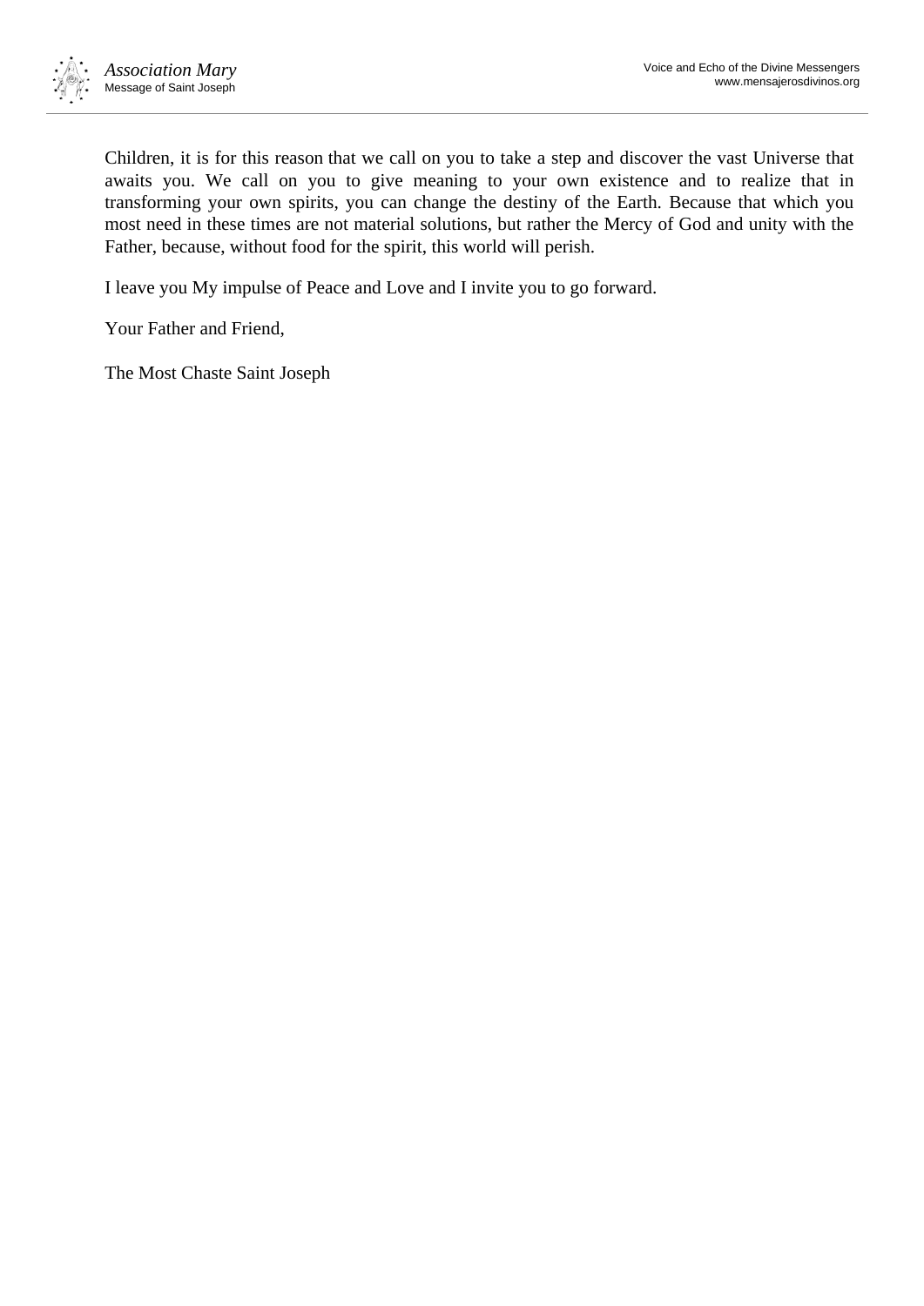Children, it is for this reason that we call on you to take a step and discover the vast Universe that awaits you. We call on you to give meaning to your own existence and to realize that in transforming your own spirits, you can change the destiny of the Earth. Because that which you most need in these times are not material solutions, but rather the Mercy of God and unity with the Father, because, without food for the spirit, this world will perish.

I leave you My impulse of Peace and Love and I invite you to go forward.

Your Father and Friend,

The Most Chaste Saint Joseph